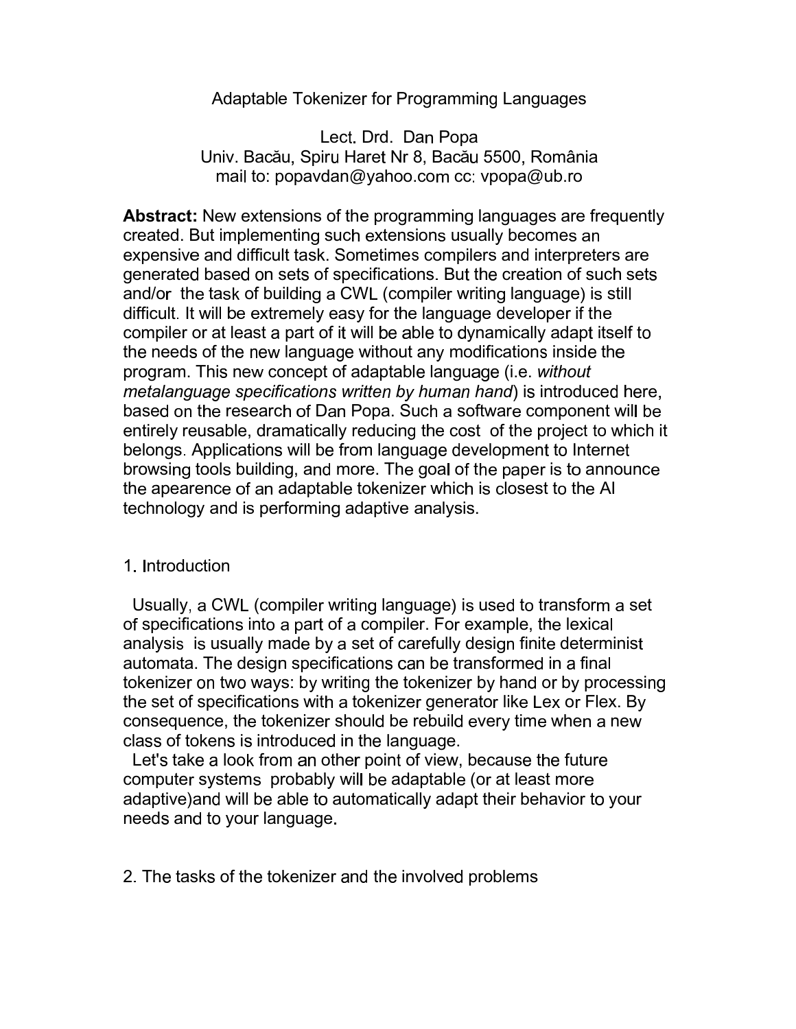# Adaptable Tokenizer for Programming Languages

Lect. Drd. Dan Popa  
Univ. Bacău, Spiru Haret Nr 8, Bacău 5500, România  
mail to: popavdan@yahoo.com cc: vpopa@ub.ro

**Abstract:** New extensions of the programming languages are frequently created. But implementing such extensions usually becomes an expensive and difficult task. Sometimes compilers and interpreters are generated based on sets of specifications. But the creation of such sets and/or the task of building a CWL (compiler writing language) is still difficult. It will be extremely easy for the language developer if the compiler or at least a part of it will be able to dynamically adapt itself to the needs of the new language without any modifications inside the program. This new concept of adaptable language (i.e. *without metalanguage specifications written by human hand*) is introduced here, based on the research of Dan Popa. Such a software component will be entirely reusable, dramatically reducing the cost of the project to which it belongs. Applications will be from language development to Internet browsing tools building, and more. The goal of the paper is to announce the apearence of an adaptable tokenizer which is closest to the AI technology and is performing adaptive analysis.

## 1. Introduction

Usually, a CWL (compiler writing language) is used to transform a set of specifications into a part of a compiler. For example, the lexical analysis is usually made by a set of carefully design finite determinist automata. The design specifications can be transformed in a final tokenizer on two ways: by writing the tokenizer by hand or by processing the set of specifications with a tokenizer generator like Lex or Flex. By consequence, the tokenizer should be rebuild every time when a new class of tokens is introduced in the language.

Let's take a look from an other point of view, because the future computer systems probably will be adaptable (or at least more adaptive)and will be able to automatically adapt their behavior to your needs and to your language.

## 2. The tasks of the tokenizer and the involved problems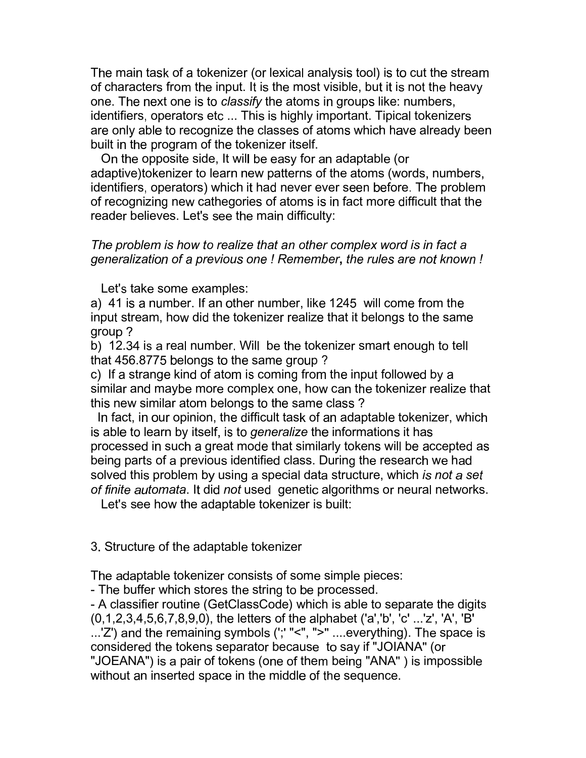The main task of a tokenizer (or lexical analysis tool) is to cut the stream of characters from the input. It is the most visible, but it is not the heavy one. The next one is to *classify* the atoms in groups like: numbers, identifiers, operators etc ... This is highly important. Tipical tokenizers are only able to recognize the classes of atoms which have already been built in the program of the tokenizer itself.

On the opposite side, It will be easy for an adaptable (or adaptive)tokenizer to learn new patterns of the atoms (words, numbers, identifiers, operators) which it had never ever seen before. The problem of recognizing new cathegories of atoms is in fact more difficult that the reader believes. Let's see the main difficulty:

*The problem is how to realize that an other complex word is in fact a generalization of a previous one ! Remember,* **,** *the rules are not known !*

Let's take some examples:

a) 41 is a number. If an other number, like 1245 will come from the input stream, how did the tokenizer realize that it belongs to the same group ?

b) 12.34 is a real number. Will be the tokenizer smart enough to tell that 456.8775 belongs to the same group ?

c) If a strange kind of atom is coming from the input followed by a similar and maybe more complex one, how can the tokenizer realize that this new similar atom belongs to the same class ?

In fact, in our opinion, the difficult task of an adaptable tokenizer, which is able to learn by itself, is to *generalize* the informations it has processed in such a great mode that similarly tokens will be accepted as being parts of a previous identified class. During the research we had solved this problem by using a special data structure, which *is not a set of finite automata*. It did *not* used genetic algorithms or neural networks.

Let's see how the adaptable tokenizer is built:

## 3. Structure of the adaptable tokenizer

The adaptable tokenizer consists of some simple pieces:

- The buffer which stores the string to be processed.
- A classifier routine (GetClassCode) which is able to separate the digits (0,1,2,3,4,5,6,7,8,9,0), the letters of the alphabet ('a','b', 'c' ...'z', 'A', 'B' ...'Z') and the remaining symbols (';' "<", ">" ....everything). The space is considered the tokens separator because to say if "JOIANA" (or "JOEANA") is a pair of tokens (one of them being "ANA" ) is impossible without an inserted space in the middle of the sequence.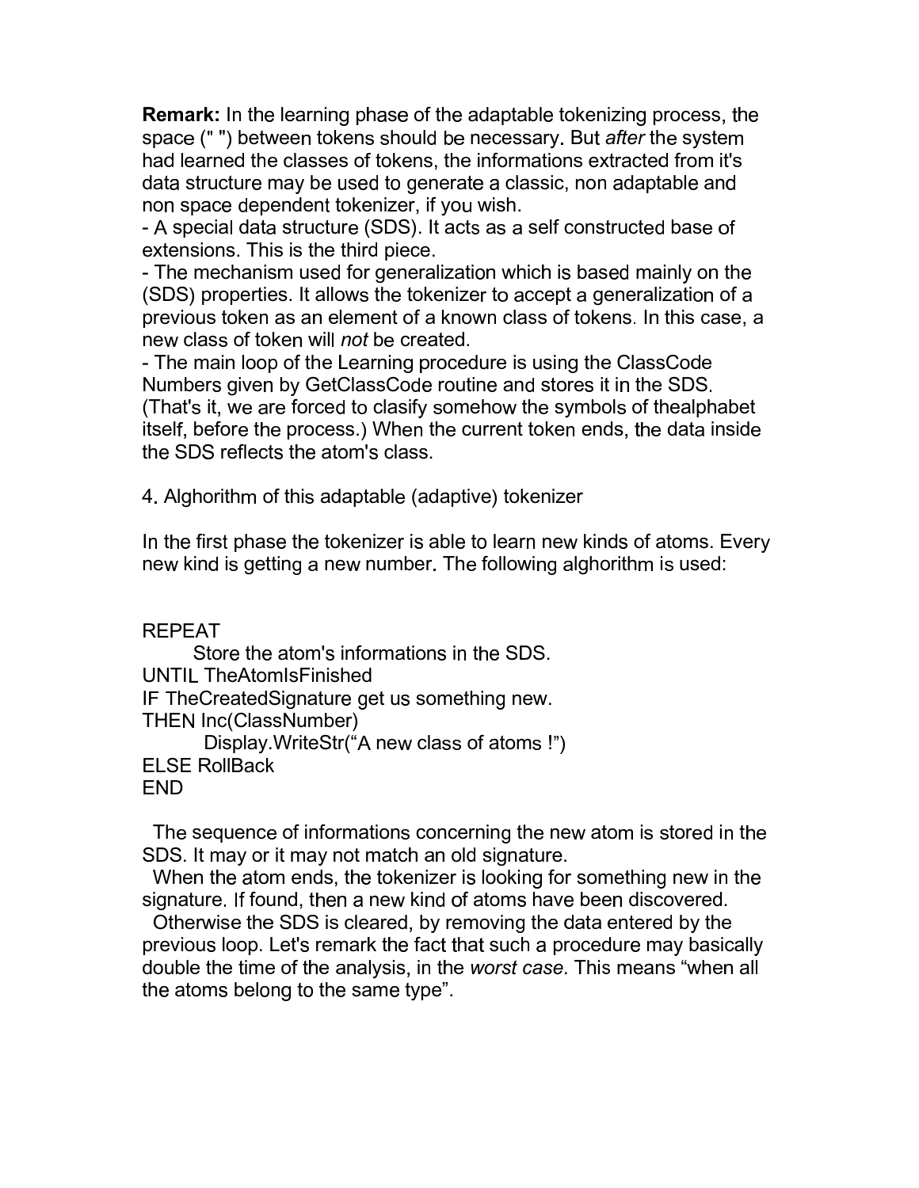**Remark:** In the learning phase of the adaptable tokenizing process, the space (" ") between tokens should be necessary. But *after* the system had learned the classes of tokens, the informations extracted from it's data structure may be used to generate a classic, non adaptable and non space dependent tokenizer, if you wish.

- A special data structure (SDS). It acts as a self constructed base of extensions. This is the third piece.
- The mechanism used for generalization which is based mainly on the (SDS) properties. It allows the tokenizer to accept a generalization of a previous token as an element of a known class of tokens. In this case, a new class of token will *not* be created.
- The main loop of the Learning procedure is using the ClassCode Numbers given by GetClassCode routine and stores it in the SDS. (That's it, we are forced to clasify somehow the symbols of thealphabet itself, before the process.) When the current token ends, the data inside the SDS reflects the atom's class.

4. Alghorithm of this adaptable (adaptive) tokenizer

In the first phase the tokenizer is able to learn new kinds of atoms. Every new kind is getting a new number. The following alghorithm is used:

```
REPEAT
      Store the atom's informations in the SDS.
UNTIL TheAtomIsFinished
IF TheCreatedSignature get us something new.
THEN Inc(ClassNumber)
        Display.WriteStr("A new class of atoms !")
ELSE RollBack
END
```

The sequence of informations concerning the new atom is stored in the SDS. It may or it may not match an old signature.

When the atom ends, the tokenizer is looking for something new in the signature. If found, then a new kind of atoms have been discovered.

Otherwise the SDS is cleared, by removing the data entered by the previous loop. Let's remark the fact that such a procedure may basically double the time of the analysis, in the *worst case*. This means "when all the atoms belong to the same type".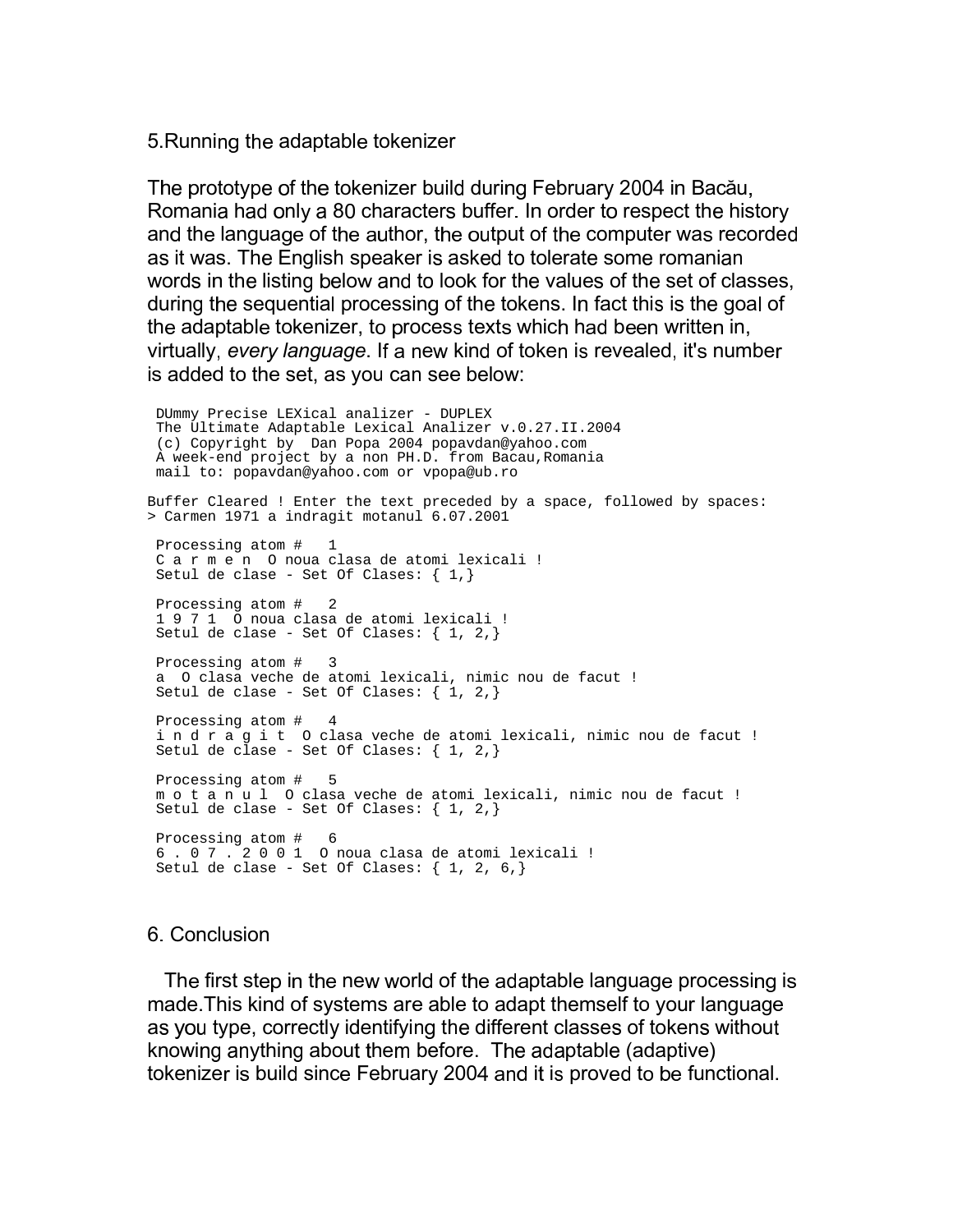## 5.Running the adaptable tokenizer

The prototype of the tokenizer build during February 2004 in Bacău, Romania had only a 80 characters buffer. In order to respect the history and the language of the author, the output of the computer was recorded as it was. The English speaker is asked to tolerate some romanian words in the listing below and to look for the values of the set of classes, during the sequential processing of the tokens. In fact this is the goal of the adaptable tokenizer, to process texts which had been written in, virtually, *every language*. If a new kind of token is revealed, it's number is added to the set, as you can see below:

```
 DUmmy Precise LEXical analizer - DUPLEX
 The Ultimate Adaptable Lexical Analizer v.0.27.II.2004
 (c) Copyright by  Dan Popa 2004 popavdan@yahoo.com
 A week-end project by a non PH.D. from Bacau,Romania
 mail to: popavdan@yahoo.com or vpopa@ub.ro

Buffer Cleared ! Enter the text preceded by a space, followed by spaces:
> Carmen 1971 a indragit motanul 6.07.2001

 Processing atom #   1
 C a r m e n  O noua clasa de atomi lexicali !
 Setul de clase - Set Of Clases: { 1,}

 Processing atom #   2
 1 9 7 1  O noua clasa de atomi lexicali !
 Setul de clase - Set Of Clases: { 1, 2,}

 Processing atom #   3
 a  O clasa veche de atomi lexicali, nimic nou de facut !
 Setul de clase - Set Of Clases: { 1, 2,}

 Processing atom #   4
 i n d r a g i t  O clasa veche de atomi lexicali, nimic nou de facut !
 Setul de clase - Set Of Clases: { 1, 2,}

 Processing atom #   5
 m o t a n u l  O clasa veche de atomi lexicali, nimic nou de facut !
 Setul de clase - Set Of Clases: { 1, 2,}

 Processing atom #   6
 6 . 0 7 . 2 0 0 1  O noua clasa de atomi lexicali !
 Setul de clase - Set Of Clases: { 1, 2, 6,}
```

## 6. Conclusion

The first step in the new world of the adaptable language processing is made.This kind of systems are able to adapt themself to your language as you type, correctly identifying the different classes of tokens without knowing anything about them before. The adaptable (adaptive) tokenizer is build since February 2004 and it is proved to be functional.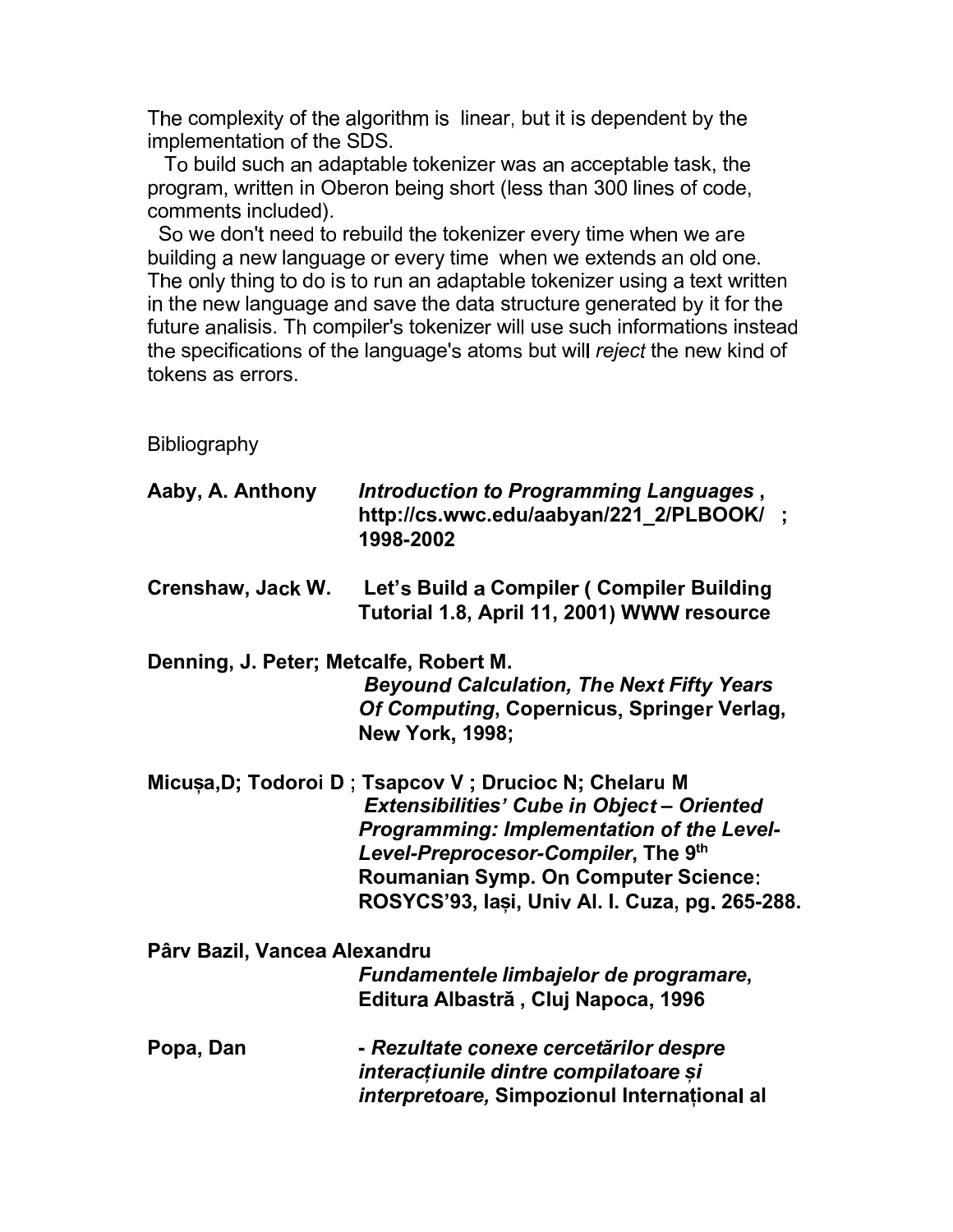The complexity of the algorithm is linear, but it is dependent by the implementation of the SDS.

To build such an adaptable tokenizer was an acceptable task, the program, written in Oberon being short (less than 300 lines of code, comments included).

So we don't need to rebuild the tokenizer every time when we are building a new language or every time when we extends an old one. The only thing to do is to run an adaptable tokenizer using a text written in the new language and save the data structure generated by it for the future analisis. Th compiler's tokenizer will use such informations instead the specifications of the language's atoms but will *reject* the new kind of tokens as errors.

Bibliography

**Aaby, A. Anthony** ***Introduction to Programming Languages*** **, http://cs.wwc.edu/aabyan/221_2/PLBOOK/ ; 1998-2002**

**Crenshaw, Jack W.** **Let's Build a Compiler ( Compiler Building Tutorial 1.8, April 11, 2001) WWW resource**

**Denning, J. Peter; Metcalfe, Robert M.** ***Beyound Calculation, The Next Fifty Years Of Computing*****, Copernicus, Springer Verlag, New York, 1998;**

**Micușa,D; Todoroi D ; Tsapcov V ; Drucioc N; Chelaru M** ***Extensibilities' Cube in Object – Oriented Programming: Implementation of the Level-Level-Preprocesor-Compiler*****, The 9th Roumanian Symp. On Computer Science: ROSYCS'93, Iași, Univ Al. I. Cuza, pg. 265-288.**

**Pârv Bazil, Vancea Alexandru** ***Fundamentele limbajelor de programare*****, Editura Albastră , Cluj Napoca, 1996**

**Popa, Dan** **-** ***Rezultate conexe cercetărilor despre interacțiunile dintre compilatoare și interpretoare,*** **Simpozionul Internațional al**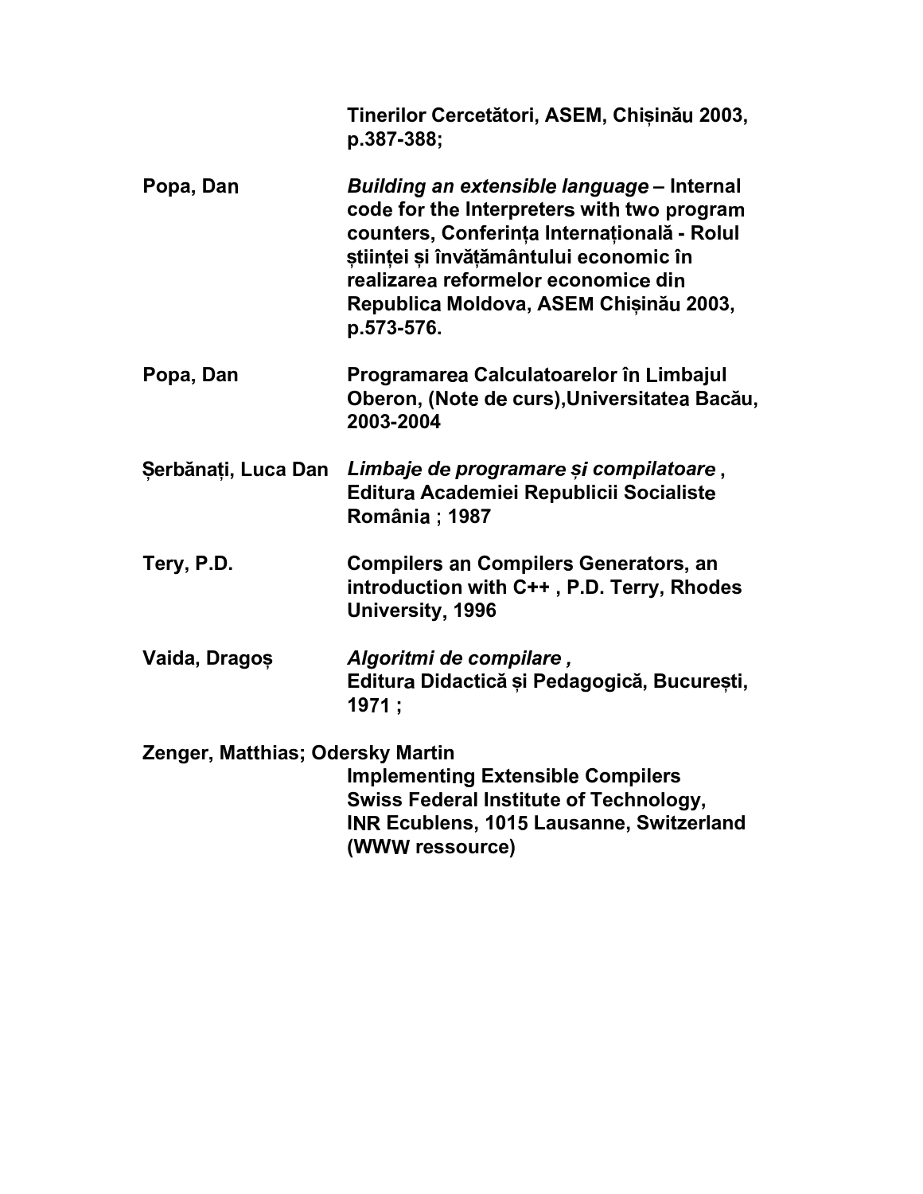Tinerilor Cercetători, ASEM, Chișinău 2003, p.387-388;

**Popa, Dan** — ***Building an extensible language*** **– Internal code for the Interpreters with two program counters, Conferința Internațională - Rolul științei și învățământului economic în realizarea reformelor economice din Republica Moldova, ASEM Chișinău 2003, p.573-576.**

**Popa, Dan** — **Programarea Calculatoarelor în Limbajul Oberon, (Note de curs),Universitatea Bacău, 2003-2004**

**Șerbănați, Luca Dan** — ***Limbaje de programare și compilatoare*** **, Editura Academiei Republicii Socialiste România ; 1987**

**Tery, P.D.** — **Compilers an Compilers Generators, an introduction with C++ , P.D. Terry, Rhodes University, 1996**

**Vaida, Dragoș** — ***Algoritmi de compilare ,*** **Editura Didactică și Pedagogică, București, 1971 ;**

**Zenger, Matthias; Odersky Martin** — **Implementing Extensible Compilers Swiss Federal Institute of Technology, INR Ecublens, 1015 Lausanne, Switzerland (WWW ressource)**